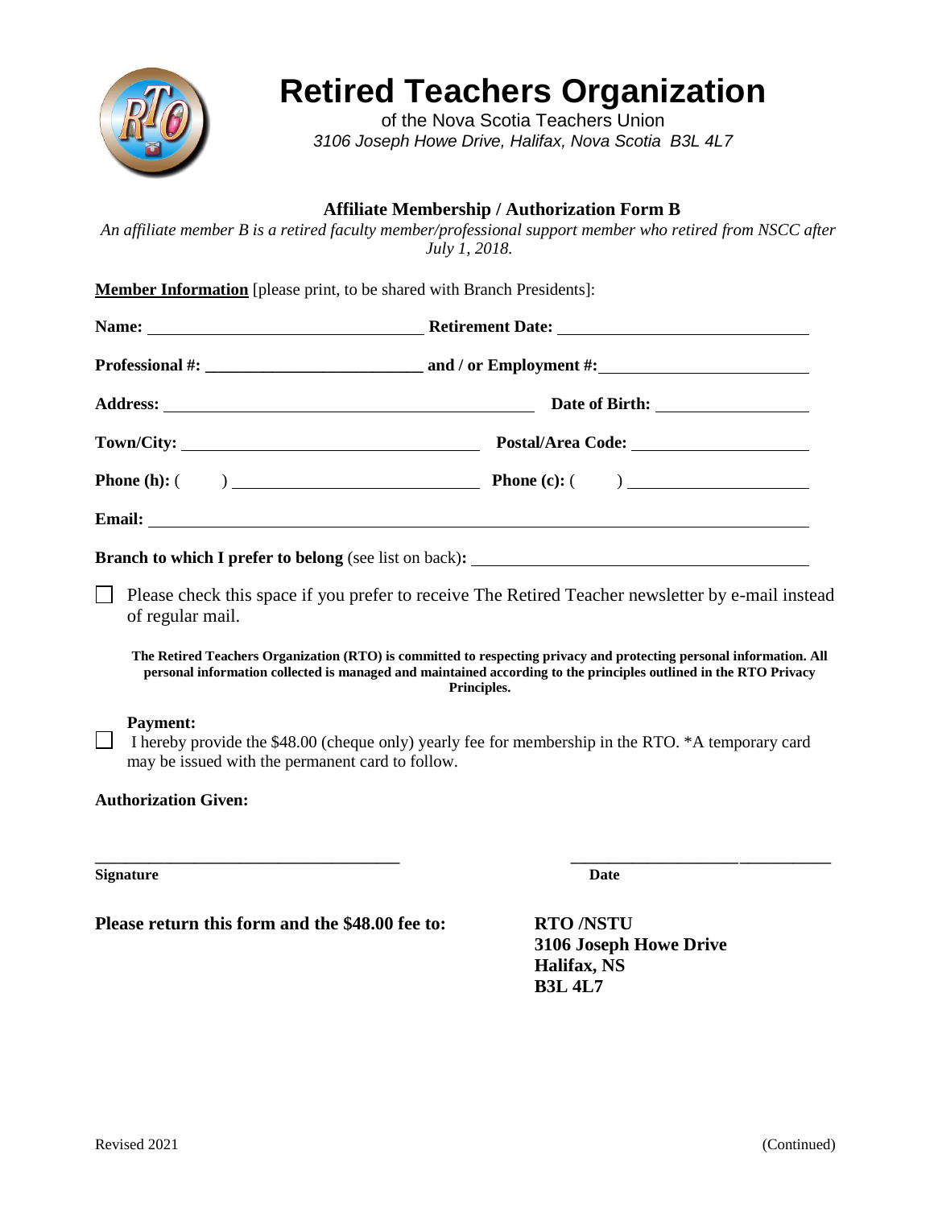# Retired Teachers Organization

of the Nova Scotia Teachers Union

*3106 Joseph Howe Drive, Halifax, Nova Scotia B3L 4L7*

## Affiliate Membership / Authorization Form B

*An affiliate member B is a retired faculty member/professional support member who retired from NSCC after July 1, 2018.*

**Member Information** [please print, to be shared with Branch Presidents]:

**Name:** ______________________ **Retirement Date:** ______________________

**Professional #:** ______________________ **and / or Employment #:** ______________________

**Address:** ______________________ **Date of Birth:** ______________________

**Town/City:** ______________________ **Postal/Area Code:** ______________________

**Phone (h):** (    ) ______________________ **Phone (c):** (    ) ______________________

**Email:** ______________________

**Branch to which I prefer to belong** (see list on back)**:** ______________________

☐ Please check this space if you prefer to receive The Retired Teacher newsletter by e-mail instead of regular mail.

**The Retired Teachers Organization (RTO) is committed to respecting privacy and protecting personal information. All personal information collected is managed and maintained according to the principles outlined in the RTO Privacy Principles.**

**Payment:**

☐ I hereby provide the $48.00 (cheque only) yearly fee for membership in the RTO. *A temporary card may be issued with the permanent card to follow.

**Authorization Given:**

______________________ ______________________

**Signature** **Date**

**Please return this form and the $48.00 fee to:**

**RTO /NSTU**
**3106 Joseph Howe Drive**
**Halifax, NS**
**B3L 4L7**

Revised 2021 (Continued)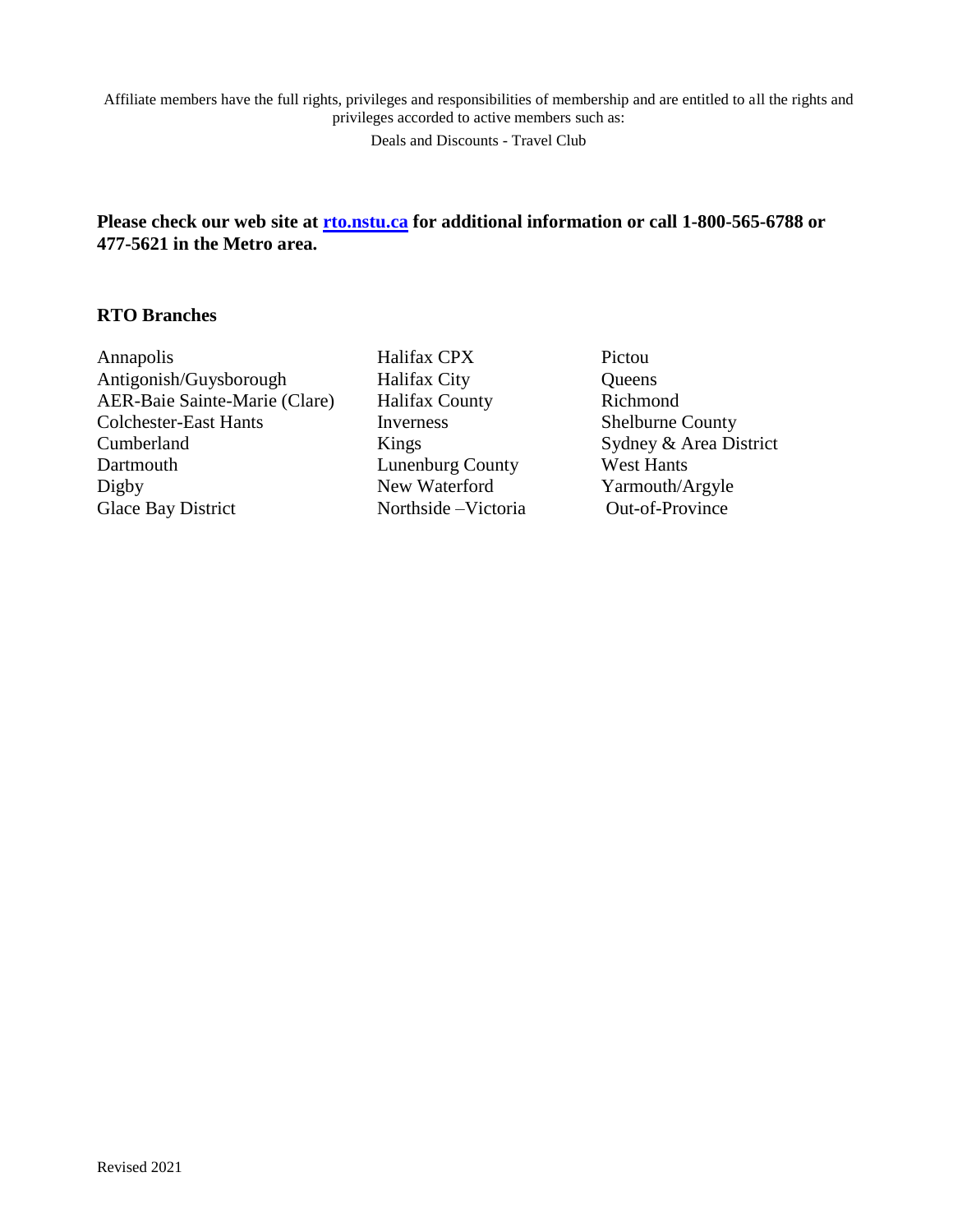Affiliate members have the full rights, privileges and responsibilities of membership and are entitled to all the rights and privileges accorded to active members such as:

Deals and Discounts - Travel Club

**Please check our web site at [rto.nstu.ca](rto.nstu.ca) for additional information or call 1-800-565-6788 or 477-5621 in the Metro area.**

### RTO Branches

Annapolis
Antigonish/Guysborough
AER-Baie Sainte-Marie (Clare)
Colchester-East Hants
Cumberland
Dartmouth
Digby
Glace Bay District
Halifax CPX
Halifax City
Halifax County
Inverness
Kings
Lunenburg County
New Waterford
Northside –Victoria
Pictou
Queens
Richmond
Shelburne County
Sydney & Area District
West Hants
Yarmouth/Argyle
Out-of-Province

Revised 2021